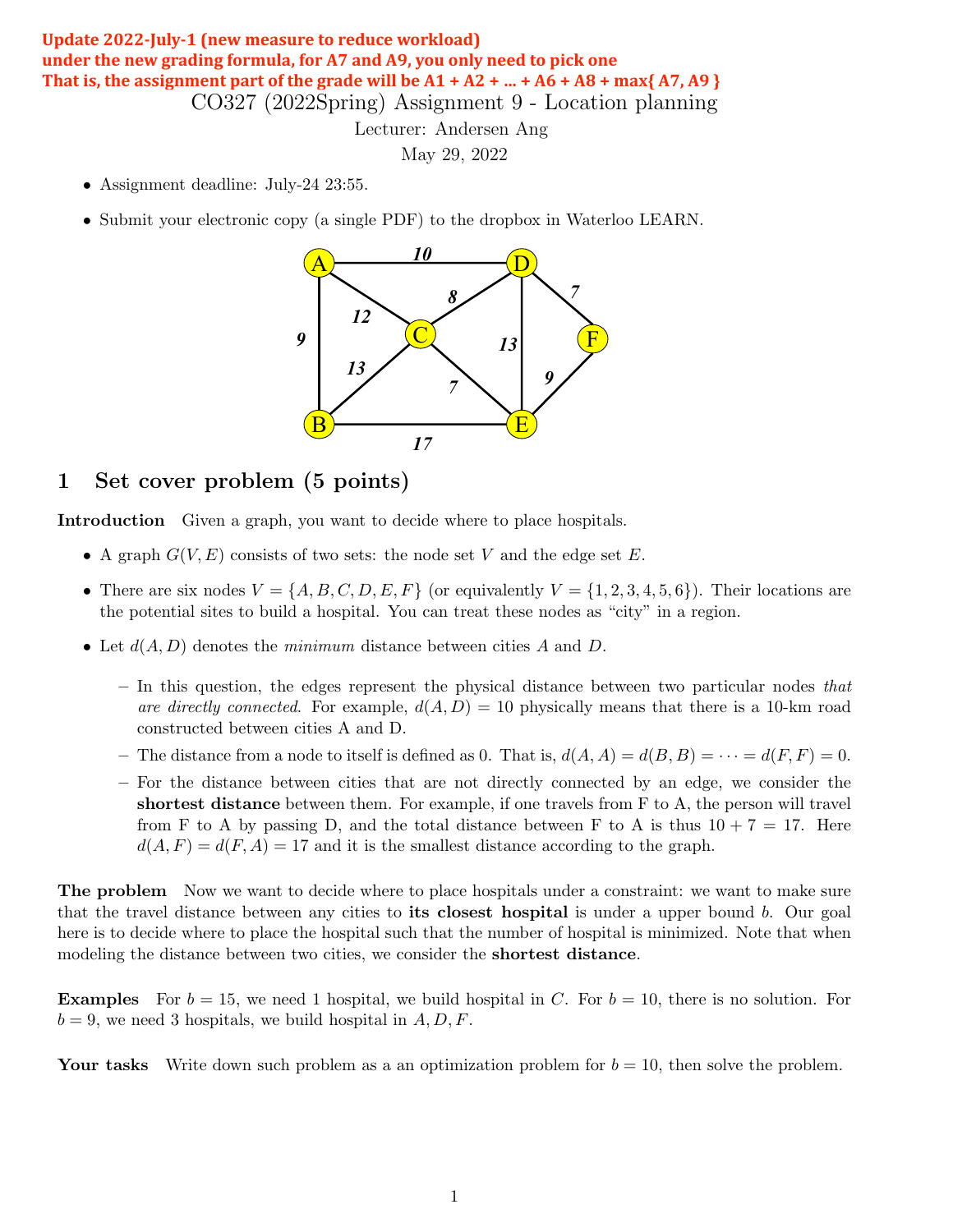**Update 2022-July-1 (new measure to reduce workload)**
**under the new grading formula, for A7 and A9, you only need to pick one**
**That is, the assignment part of the grade will be A1 + A2 + ... + A6 + A8 + max{ A7, A9 }**

# CO327 (2022Spring) Assignment 9 - Location planning

Lecturer: Andersen Ang

May 29, 2022

- Assignment deadline: July-24 23:55.
- Submit your electronic copy (a single PDF) to the dropbox in Waterloo LEARN.

## 1 Set cover problem (5 points)

**Introduction** Given a graph, you want to decide where to place hospitals.

- A graph $G(V, E)$ consists of two sets: the node set $V$ and the edge set $E$.
- There are six nodes $V = \{A, B, C, D, E, F\}$ (or equivalently $V = \{1, 2, 3, 4, 5, 6\}$). Their locations are the potential sites to build a hospital. You can treat these nodes as "city" in a region.
- Let $d(A, D)$ denotes the *minimum* distance between cities $A$ and $D$.
  - In this question, the edges represent the physical distance between two particular nodes *that are directly connected*. For example, $d(A, D) = 10$ physically means that there is a 10-km road constructed between cities A and D.
  - The distance from a node to itself is defined as 0. That is, $d(A, A) = d(B, B) = \cdots = d(F, F) = 0$.
  - For the distance between cities that are not directly connected by an edge, we consider the **shortest distance** between them. For example, if one travels from F to A, the person will travel from F to A by passing D, and the total distance between F to A is thus $10 + 7 = 17$. Here $d(A, F) = d(F, A) = 17$ and it is the smallest distance according to the graph.

**The problem** Now we want to decide where to place hospitals under a constraint: we want to make sure that the travel distance between any cities to **its closest hospital** is under a upper bound $b$. Our goal here is to decide where to place the hospital such that the number of hospital is minimized. Note that when modeling the distance between two cities, we consider the **shortest distance**.

**Examples** For $b = 15$, we need 1 hospital, we build hospital in $C$. For $b = 10$, there is no solution. For $b = 9$, we need 3 hospitals, we build hospital in $A, D, F$.

**Your tasks** Write down such problem as a an optimization problem for $b = 10$, then solve the problem.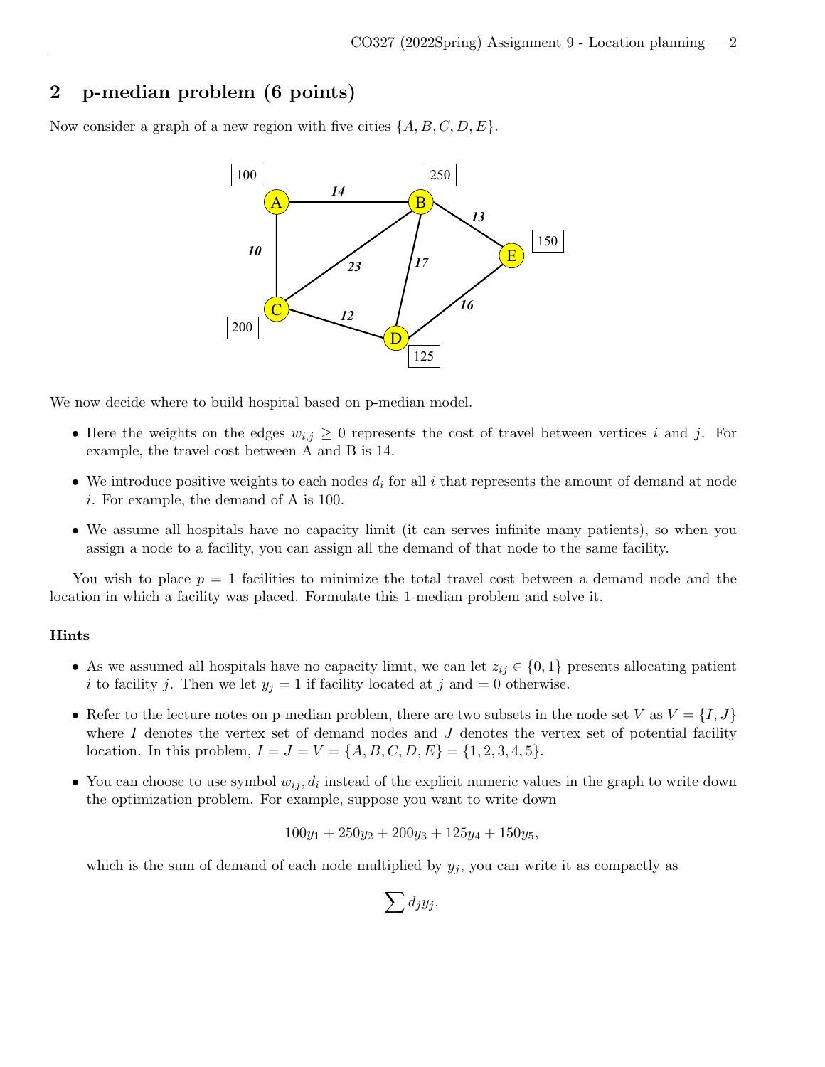## 2 p-median problem (6 points)

Now consider a graph of a new region with five cities $\{A, B, C, D, E\}$.

We now decide where to build hospital based on p-median model.

- Here the weights on the edges $w_{i,j} \geq 0$ represents the cost of travel between vertices $i$ and $j$. For example, the travel cost between A and B is 14.
- We introduce positive weights to each nodes $d_i$ for all $i$ that represents the amount of demand at node $i$. For example, the demand of A is 100.
- We assume all hospitals have no capacity limit (it can serves infinite many patients), so when you assign a node to a facility, you can assign all the demand of that node to the same facility.

You wish to place $p = 1$ facilities to minimize the total travel cost between a demand node and the location in which a facility was placed. Formulate this 1-median problem and solve it.

### Hints

- As we assumed all hospitals have no capacity limit, we can let $z_{ij} \in \{0, 1\}$ presents allocating patient $i$ to facility $j$. Then we let $y_j = 1$ if facility located at $j$ and $= 0$ otherwise.
- Refer to the lecture notes on p-median problem, there are two subsets in the node set $V$ as $V = \{I, J\}$ where $I$ denotes the vertex set of demand nodes and $J$ denotes the vertex set of potential facility location. In this problem, $I = J = V = \{A, B, C, D, E\} = \{1, 2, 3, 4, 5\}$.
- You can choose to use symbol $w_{ij}, d_i$ instead of the explicit numeric values in the graph to write down the optimization problem. For example, suppose you want to write down

$$100y_1 + 250y_2 + 200y_3 + 125y_4 + 150y_5,$$

which is the sum of demand of each node multiplied by $y_j$, you can write it as compactly as

$$\sum d_j y_j.$$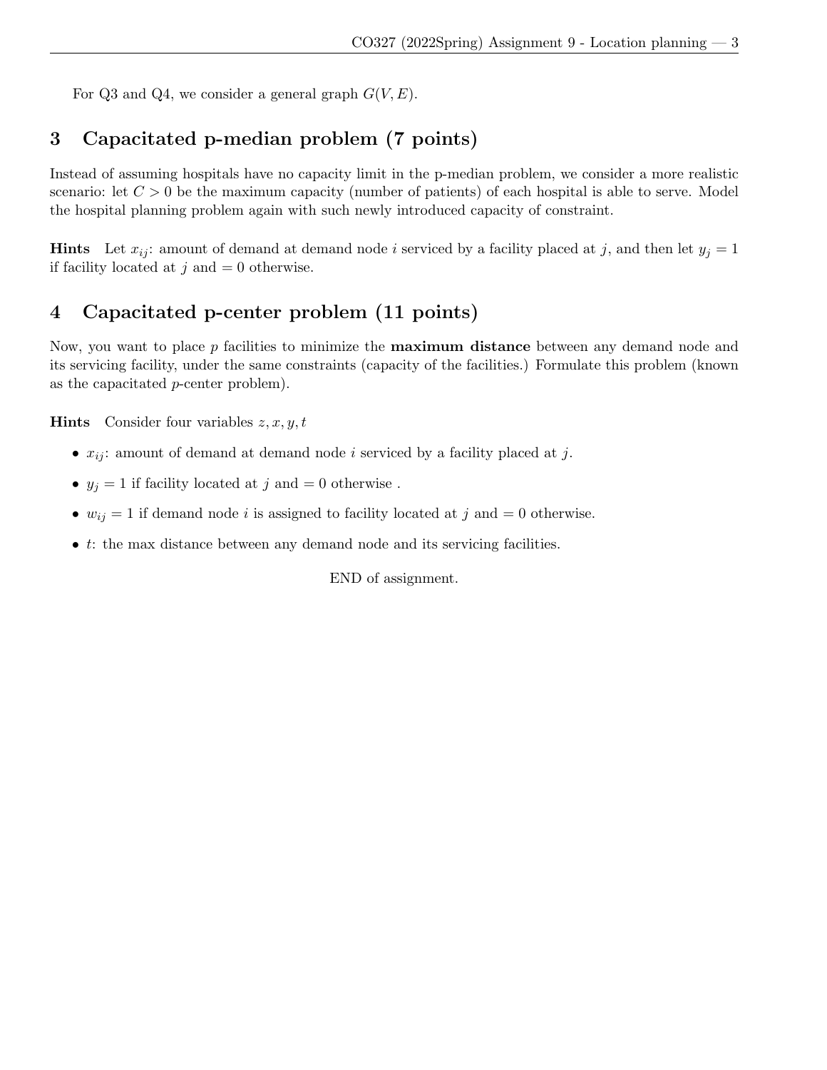For Q3 and Q4, we consider a general graph $G(V, E)$.

## 3 Capacitated p-median problem (7 points)

Instead of assuming hospitals have no capacity limit in the p-median problem, we consider a more realistic scenario: let $C > 0$ be the maximum capacity (number of patients) of each hospital is able to serve. Model the hospital planning problem again with such newly introduced capacity of constraint.

**Hints** Let $x_{ij}$: amount of demand at demand node $i$ serviced by a facility placed at $j$, and then let $y_j = 1$ if facility located at $j$ and $= 0$ otherwise.

## 4 Capacitated p-center problem (11 points)

Now, you want to place $p$ facilities to minimize the **maximum distance** between any demand node and its servicing facility, under the same constraints (capacity of the facilities.) Formulate this problem (known as the capacitated $p$-center problem).

**Hints** Consider four variables $z, x, y, t$

- $x_{ij}$: amount of demand at demand node $i$ serviced by a facility placed at $j$.
- $y_j = 1$ if facility located at $j$ and $= 0$ otherwise .
- $w_{ij} = 1$ if demand node $i$ is assigned to facility located at $j$ and $= 0$ otherwise.
- $t$: the max distance between any demand node and its servicing facilities.

END of assignment.